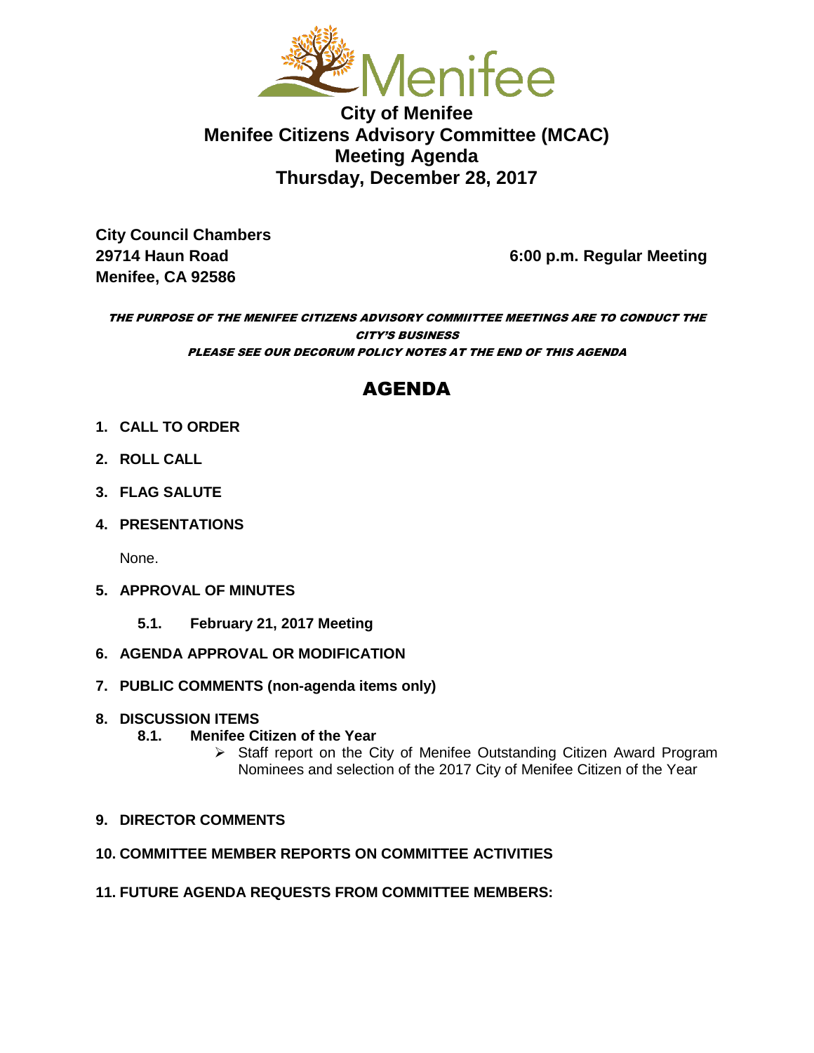# City of Menifee
## Menifee Citizens Advisory Committee (MCAC)
## Meeting Agenda
## Thursday, December 28, 2017

**City Council Chambers**
**29714 Haun Road**
**Menifee, CA 92586**

**6:00 p.m. Regular Meeting**

***THE PURPOSE OF THE MENIFEE CITIZENS ADVISORY COMMIITTEE MEETINGS ARE TO CONDUCT THE CITY'S BUSINESS***
***PLEASE SEE OUR DECORUM POLICY NOTES AT THE END OF THIS AGENDA***

## AGENDA

1. **CALL TO ORDER**
2. **ROLL CALL**
3. **FLAG SALUTE**
4. **PRESENTATIONS**

   None.

5. **APPROVAL OF MINUTES**
   - **5.1. February 21, 2017 Meeting**
6. **AGENDA APPROVAL OR MODIFICATION**
7. **PUBLIC COMMENTS (non-agenda items only)**
8. **DISCUSSION ITEMS**
   - **8.1. Menifee Citizen of the Year**
     - Staff report on the City of Menifee Outstanding Citizen Award Program Nominees and selection of the 2017 City of Menifee Citizen of the Year
9. **DIRECTOR COMMENTS**
10. **COMMITTEE MEMBER REPORTS ON COMMITTEE ACTIVITIES**
11. **FUTURE AGENDA REQUESTS FROM COMMITTEE MEMBERS:**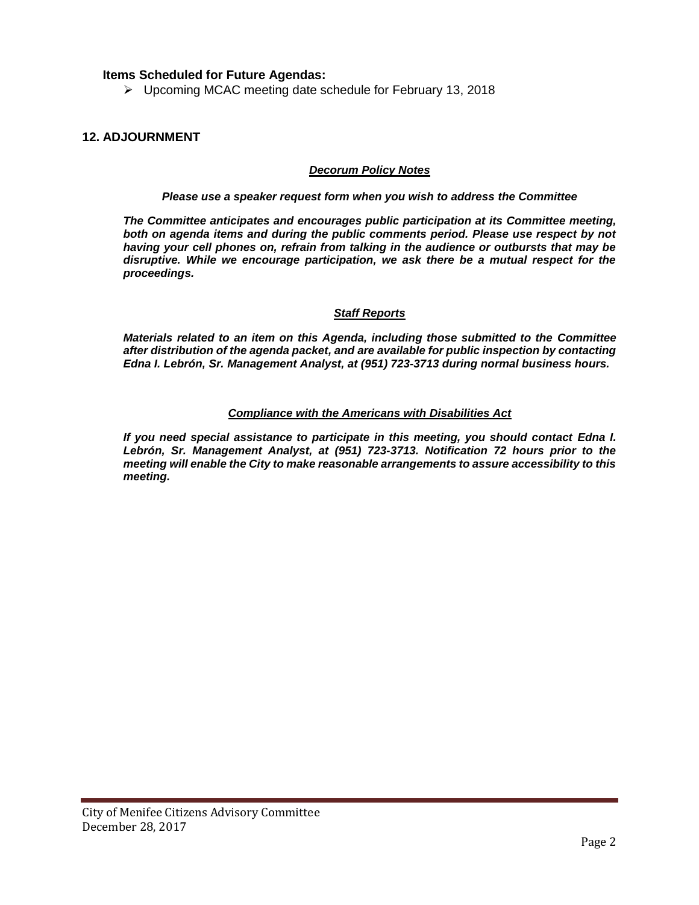**Items Scheduled for Future Agendas:**

- Upcoming MCAC meeting date schedule for February 13, 2018

## 12. ADJOURNMENT

***Decorum Policy Notes***

***Please use a speaker request form when you wish to address the Committee***

***The Committee anticipates and encourages public participation at its Committee meeting, both on agenda items and during the public comments period. Please use respect by not having your cell phones on, refrain from talking in the audience or outbursts that may be disruptive. While we encourage participation, we ask there be a mutual respect for the proceedings.***

***Staff Reports***

***Materials related to an item on this Agenda, including those submitted to the Committee after distribution of the agenda packet, and are available for public inspection by contacting Edna I. Lebrón, Sr. Management Analyst, at (951) 723-3713 during normal business hours.***

***Compliance with the Americans with Disabilities Act***

***If you need special assistance to participate in this meeting, you should contact Edna I. Lebrón, Sr. Management Analyst, at (951) 723-3713. Notification 72 hours prior to the meeting will enable the City to make reasonable arrangements to assure accessibility to this meeting.***